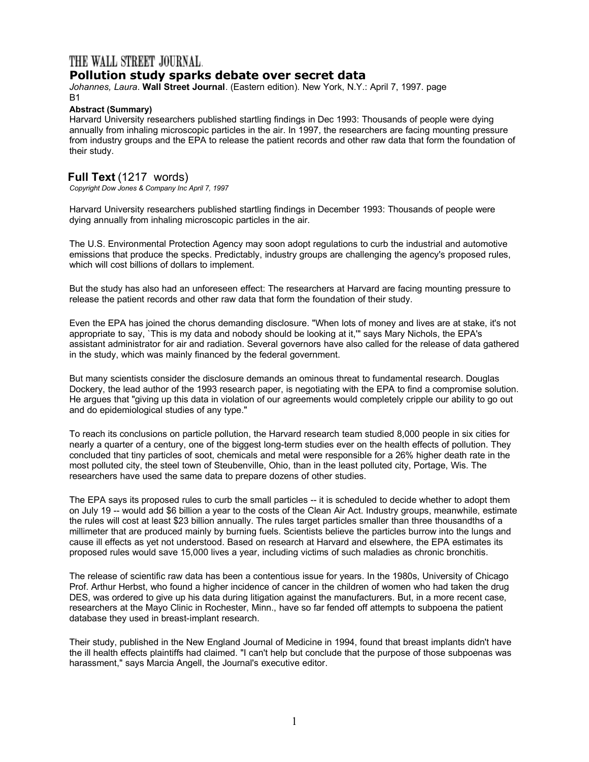THE WALL STREET JOURNAL.

# Pollution study sparks debate over secret data

*Johannes, Laura*. **Wall Street Journal**. (Eastern edition). New York, N.Y.: April 7, 1997. page B1

**Abstract (Summary)**

Harvard University researchers published startling findings in Dec 1993: Thousands of people were dying annually from inhaling microscopic particles in the air. In 1997, the researchers are facing mounting pressure from industry groups and the EPA to release the patient records and other raw data that form the foundation of their study.

## Full Text (1217 words)

*Copyright Dow Jones & Company Inc April 7, 1997*

Harvard University researchers published startling findings in December 1993: Thousands of people were dying annually from inhaling microscopic particles in the air.

The U.S. Environmental Protection Agency may soon adopt regulations to curb the industrial and automotive emissions that produce the specks. Predictably, industry groups are challenging the agency's proposed rules, which will cost billions of dollars to implement.

But the study has also had an unforeseen effect: The researchers at Harvard are facing mounting pressure to release the patient records and other raw data that form the foundation of their study.

Even the EPA has joined the chorus demanding disclosure. "When lots of money and lives are at stake, it's not appropriate to say, `This is my data and nobody should be looking at it,'" says Mary Nichols, the EPA's assistant administrator for air and radiation. Several governors have also called for the release of data gathered in the study, which was mainly financed by the federal government.

But many scientists consider the disclosure demands an ominous threat to fundamental research. Douglas Dockery, the lead author of the 1993 research paper, is negotiating with the EPA to find a compromise solution. He argues that "giving up this data in violation of our agreements would completely cripple our ability to go out and do epidemiological studies of any type."

To reach its conclusions on particle pollution, the Harvard research team studied 8,000 people in six cities for nearly a quarter of a century, one of the biggest long-term studies ever on the health effects of pollution. They concluded that tiny particles of soot, chemicals and metal were responsible for a 26% higher death rate in the most polluted city, the steel town of Steubenville, Ohio, than in the least polluted city, Portage, Wis. The researchers have used the same data to prepare dozens of other studies.

The EPA says its proposed rules to curb the small particles -- it is scheduled to decide whether to adopt them on July 19 -- would add $6 billion a year to the costs of the Clean Air Act. Industry groups, meanwhile, estimate the rules will cost at least $23 billion annually. The rules target particles smaller than three thousandths of a millimeter that are produced mainly by burning fuels. Scientists believe the particles burrow into the lungs and cause ill effects as yet not understood. Based on research at Harvard and elsewhere, the EPA estimates its proposed rules would save 15,000 lives a year, including victims of such maladies as chronic bronchitis.

The release of scientific raw data has been a contentious issue for years. In the 1980s, University of Chicago Prof. Arthur Herbst, who found a higher incidence of cancer in the children of women who had taken the drug DES, was ordered to give up his data during litigation against the manufacturers. But, in a more recent case, researchers at the Mayo Clinic in Rochester, Minn., have so far fended off attempts to subpoena the patient database they used in breast-implant research.

Their study, published in the New England Journal of Medicine in 1994, found that breast implants didn't have the ill health effects plaintiffs had claimed. "I can't help but conclude that the purpose of those subpoenas was harassment," says Marcia Angell, the Journal's executive editor.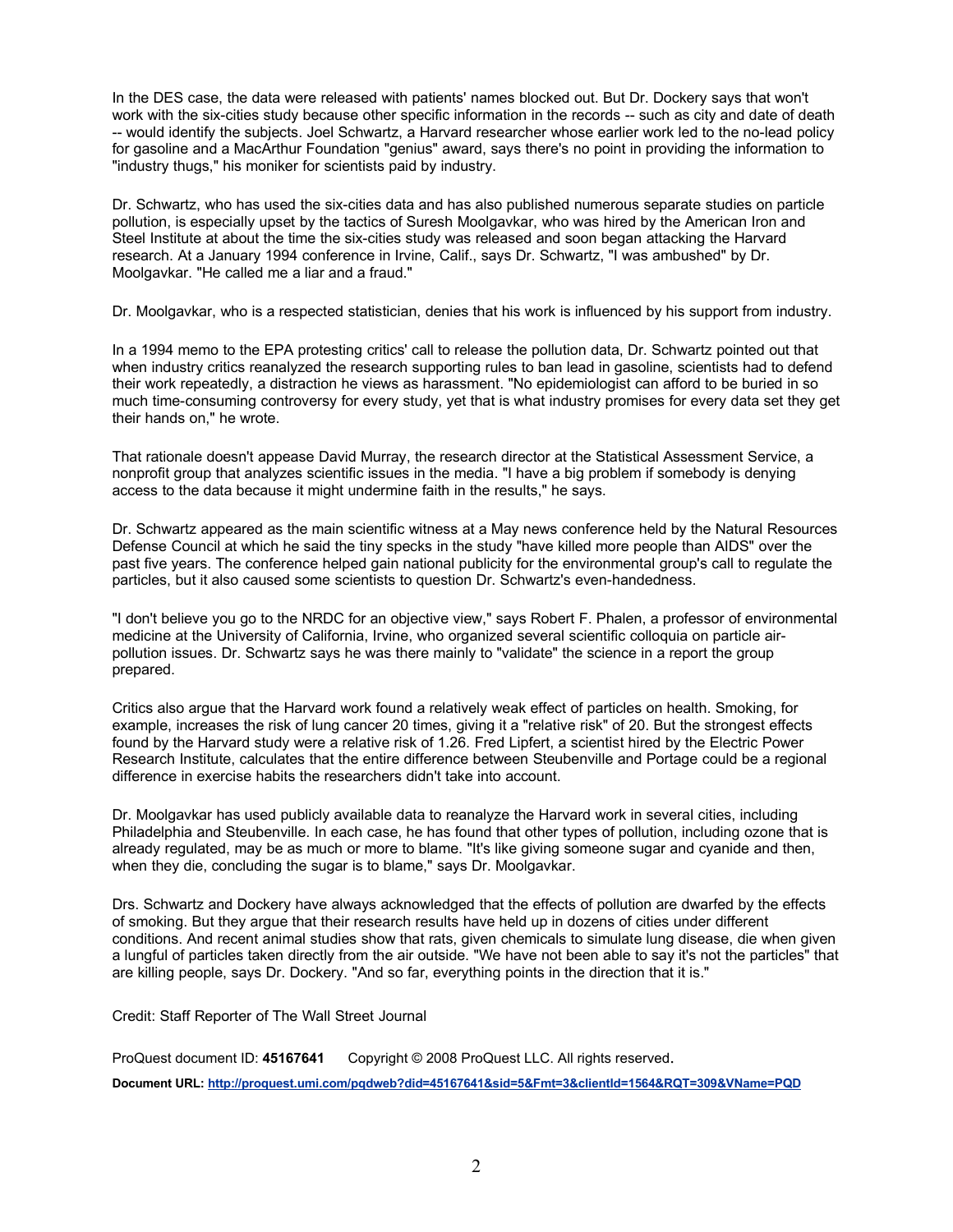In the DES case, the data were released with patients' names blocked out. But Dr. Dockery says that won't work with the six-cities study because other specific information in the records -- such as city and date of death -- would identify the subjects. Joel Schwartz, a Harvard researcher whose earlier work led to the no-lead policy for gasoline and a MacArthur Foundation "genius" award, says there's no point in providing the information to "industry thugs," his moniker for scientists paid by industry.

Dr. Schwartz, who has used the six-cities data and has also published numerous separate studies on particle pollution, is especially upset by the tactics of Suresh Moolgavkar, who was hired by the American Iron and Steel Institute at about the time the six-cities study was released and soon began attacking the Harvard research. At a January 1994 conference in Irvine, Calif., says Dr. Schwartz, "I was ambushed" by Dr. Moolgavkar. "He called me a liar and a fraud."

Dr. Moolgavkar, who is a respected statistician, denies that his work is influenced by his support from industry.

In a 1994 memo to the EPA protesting critics' call to release the pollution data, Dr. Schwartz pointed out that when industry critics reanalyzed the research supporting rules to ban lead in gasoline, scientists had to defend their work repeatedly, a distraction he views as harassment. "No epidemiologist can afford to be buried in so much time-consuming controversy for every study, yet that is what industry promises for every data set they get their hands on," he wrote.

That rationale doesn't appease David Murray, the research director at the Statistical Assessment Service, a nonprofit group that analyzes scientific issues in the media. "I have a big problem if somebody is denying access to the data because it might undermine faith in the results," he says.

Dr. Schwartz appeared as the main scientific witness at a May news conference held by the Natural Resources Defense Council at which he said the tiny specks in the study "have killed more people than AIDS" over the past five years. The conference helped gain national publicity for the environmental group's call to regulate the particles, but it also caused some scientists to question Dr. Schwartz's even-handedness.

"I don't believe you go to the NRDC for an objective view," says Robert F. Phalen, a professor of environmental medicine at the University of California, Irvine, who organized several scientific colloquia on particle air-pollution issues. Dr. Schwartz says he was there mainly to "validate" the science in a report the group prepared.

Critics also argue that the Harvard work found a relatively weak effect of particles on health. Smoking, for example, increases the risk of lung cancer 20 times, giving it a "relative risk" of 20. But the strongest effects found by the Harvard study were a relative risk of 1.26. Fred Lipfert, a scientist hired by the Electric Power Research Institute, calculates that the entire difference between Steubenville and Portage could be a regional difference in exercise habits the researchers didn't take into account.

Dr. Moolgavkar has used publicly available data to reanalyze the Harvard work in several cities, including Philadelphia and Steubenville. In each case, he has found that other types of pollution, including ozone that is already regulated, may be as much or more to blame. "It's like giving someone sugar and cyanide and then, when they die, concluding the sugar is to blame," says Dr. Moolgavkar.

Drs. Schwartz and Dockery have always acknowledged that the effects of pollution are dwarfed by the effects of smoking. But they argue that their research results have held up in dozens of cities under different conditions. And recent animal studies show that rats, given chemicals to simulate lung disease, die when given a lungful of particles taken directly from the air outside. "We have not been able to say it's not the particles" that are killing people, says Dr. Dockery. "And so far, everything points in the direction that it is."

Credit: Staff Reporter of The Wall Street Journal

ProQuest document ID: **45167641** Copyright © 2008 ProQuest LLC. All rights reserved.

**Document URL: http://proquest.umi.com/pqdweb?did=45167641&sid=5&Fmt=3&clientId=1564&RQT=309&VName=PQD**